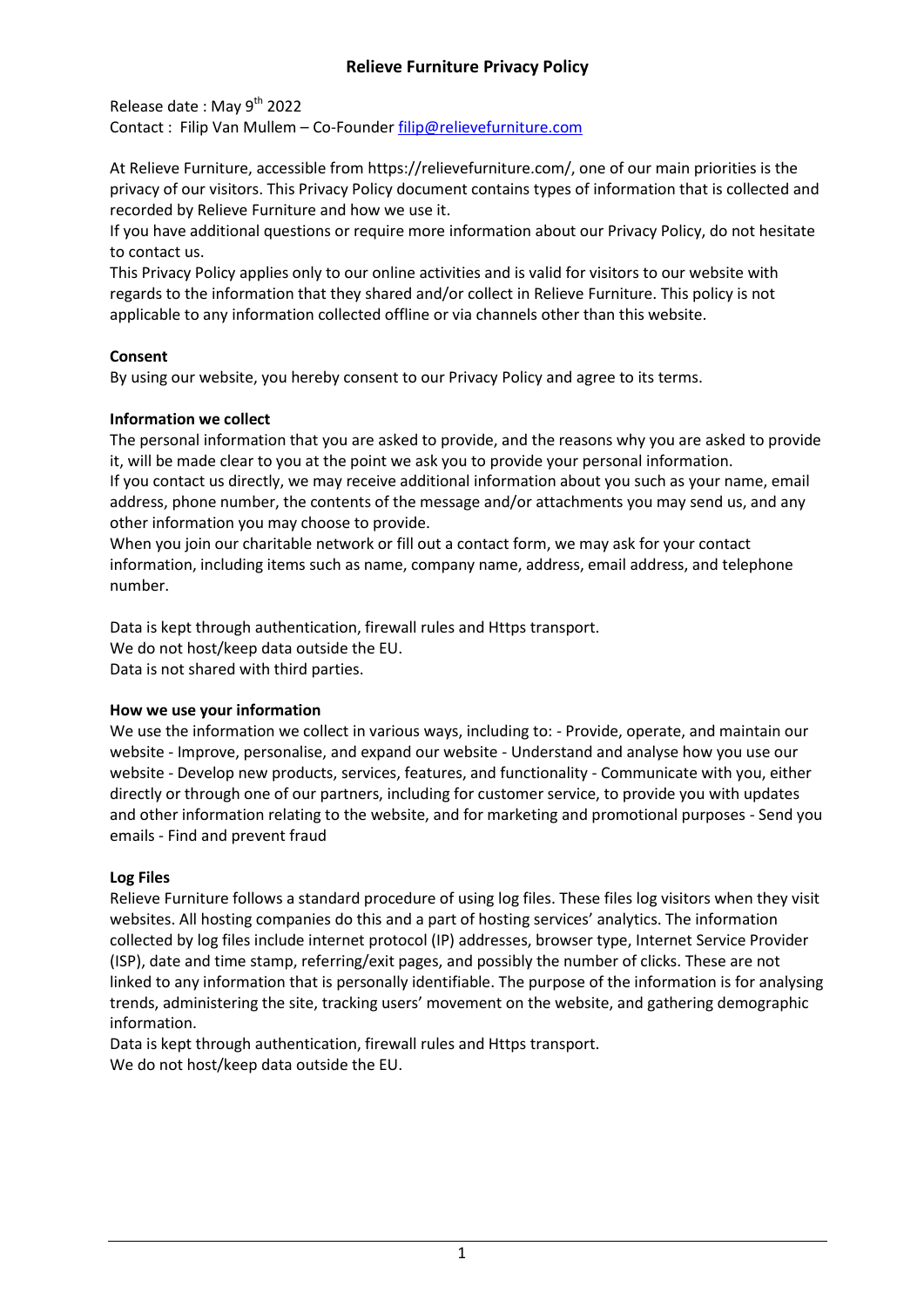# Relieve Furniture Privacy Policy

Release date : May 9th 2022
Contact : Filip Van Mullem – Co-Founder filip@relievefurniture.com

At Relieve Furniture, accessible from https://relievefurniture.com/, one of our main priorities is the privacy of our visitors. This Privacy Policy document contains types of information that is collected and recorded by Relieve Furniture and how we use it.
If you have additional questions or require more information about our Privacy Policy, do not hesitate to contact us.
This Privacy Policy applies only to our online activities and is valid for visitors to our website with regards to the information that they shared and/or collect in Relieve Furniture. This policy is not applicable to any information collected offline or via channels other than this website.

**Consent**

By using our website, you hereby consent to our Privacy Policy and agree to its terms.

**Information we collect**

The personal information that you are asked to provide, and the reasons why you are asked to provide it, will be made clear to you at the point we ask you to provide your personal information.
If you contact us directly, we may receive additional information about you such as your name, email address, phone number, the contents of the message and/or attachments you may send us, and any other information you may choose to provide.
When you join our charitable network or fill out a contact form, we may ask for your contact information, including items such as name, company name, address, email address, and telephone number.

Data is kept through authentication, firewall rules and Https transport.
We do not host/keep data outside the EU.
Data is not shared with third parties.

**How we use your information**

We use the information we collect in various ways, including to: - Provide, operate, and maintain our website - Improve, personalise, and expand our website - Understand and analyse how you use our website - Develop new products, services, features, and functionality - Communicate with you, either directly or through one of our partners, including for customer service, to provide you with updates and other information relating to the website, and for marketing and promotional purposes - Send you emails - Find and prevent fraud

**Log Files**

Relieve Furniture follows a standard procedure of using log files. These files log visitors when they visit websites. All hosting companies do this and a part of hosting services' analytics. The information collected by log files include internet protocol (IP) addresses, browser type, Internet Service Provider (ISP), date and time stamp, referring/exit pages, and possibly the number of clicks. These are not linked to any information that is personally identifiable. The purpose of the information is for analysing trends, administering the site, tracking users' movement on the website, and gathering demographic information.
Data is kept through authentication, firewall rules and Https transport.
We do not host/keep data outside the EU.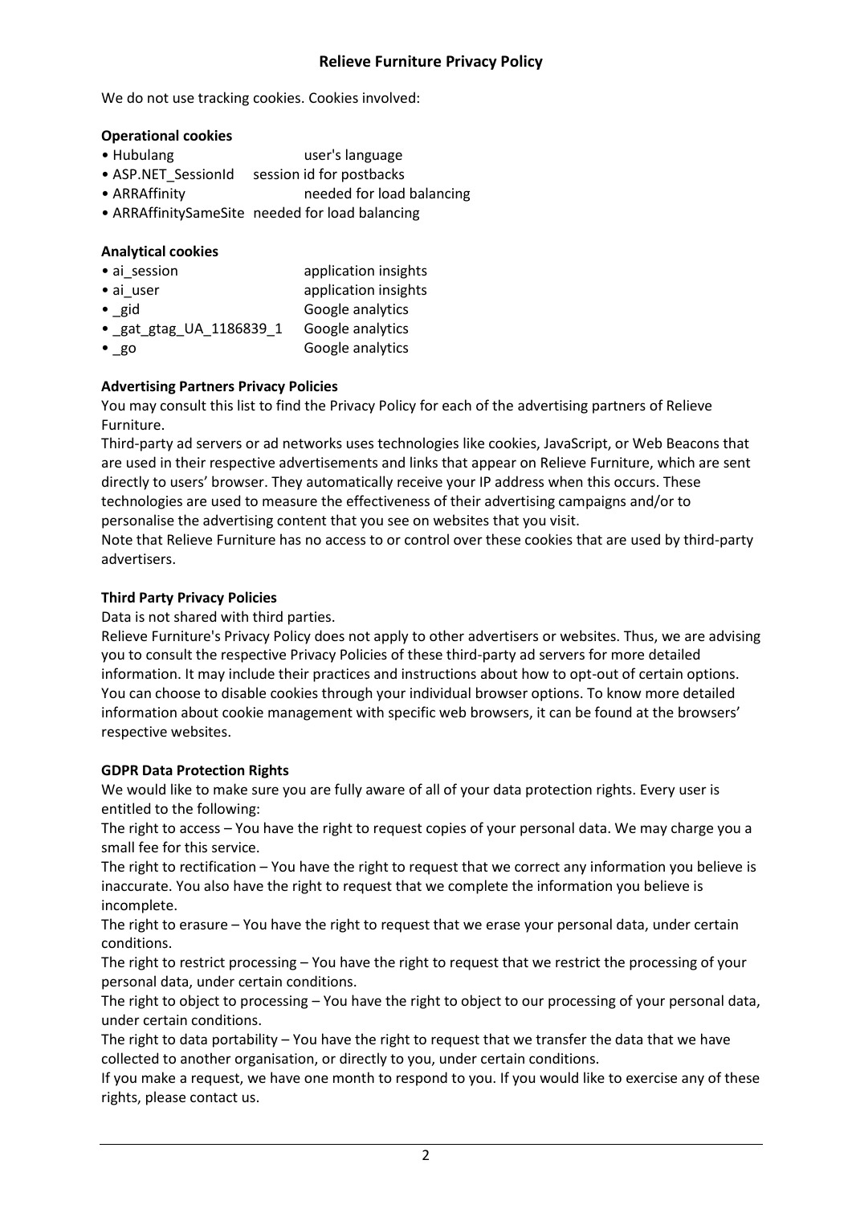We do not use tracking cookies. Cookies involved:

**Operational cookies**

- Hubulang user's language
- ASP.NET_SessionId session id for postbacks
- ARRAffinity needed for load balancing
- ARRAffinitySameSite needed for load balancing

**Analytical cookies**

- ai_session application insights
- ai_user application insights
- _gid Google analytics
- _gat_gtag_UA_1186839_1 Google analytics
- _go Google analytics

**Advertising Partners Privacy Policies**

You may consult this list to find the Privacy Policy for each of the advertising partners of Relieve Furniture.

Third-party ad servers or ad networks uses technologies like cookies, JavaScript, or Web Beacons that are used in their respective advertisements and links that appear on Relieve Furniture, which are sent directly to users' browser. They automatically receive your IP address when this occurs. These technologies are used to measure the effectiveness of their advertising campaigns and/or to personalise the advertising content that you see on websites that you visit.

Note that Relieve Furniture has no access to or control over these cookies that are used by third-party advertisers.

**Third Party Privacy Policies**

Data is not shared with third parties.

Relieve Furniture's Privacy Policy does not apply to other advertisers or websites. Thus, we are advising you to consult the respective Privacy Policies of these third-party ad servers for more detailed information. It may include their practices and instructions about how to opt-out of certain options. You can choose to disable cookies through your individual browser options. To know more detailed information about cookie management with specific web browsers, it can be found at the browsers' respective websites.

**GDPR Data Protection Rights**

We would like to make sure you are fully aware of all of your data protection rights. Every user is entitled to the following:

The right to access – You have the right to request copies of your personal data. We may charge you a small fee for this service.

The right to rectification – You have the right to request that we correct any information you believe is inaccurate. You also have the right to request that we complete the information you believe is incomplete.

The right to erasure – You have the right to request that we erase your personal data, under certain conditions.

The right to restrict processing – You have the right to request that we restrict the processing of your personal data, under certain conditions.

The right to object to processing – You have the right to object to our processing of your personal data, under certain conditions.

The right to data portability – You have the right to request that we transfer the data that we have collected to another organisation, or directly to you, under certain conditions.

If you make a request, we have one month to respond to you. If you would like to exercise any of these rights, please contact us.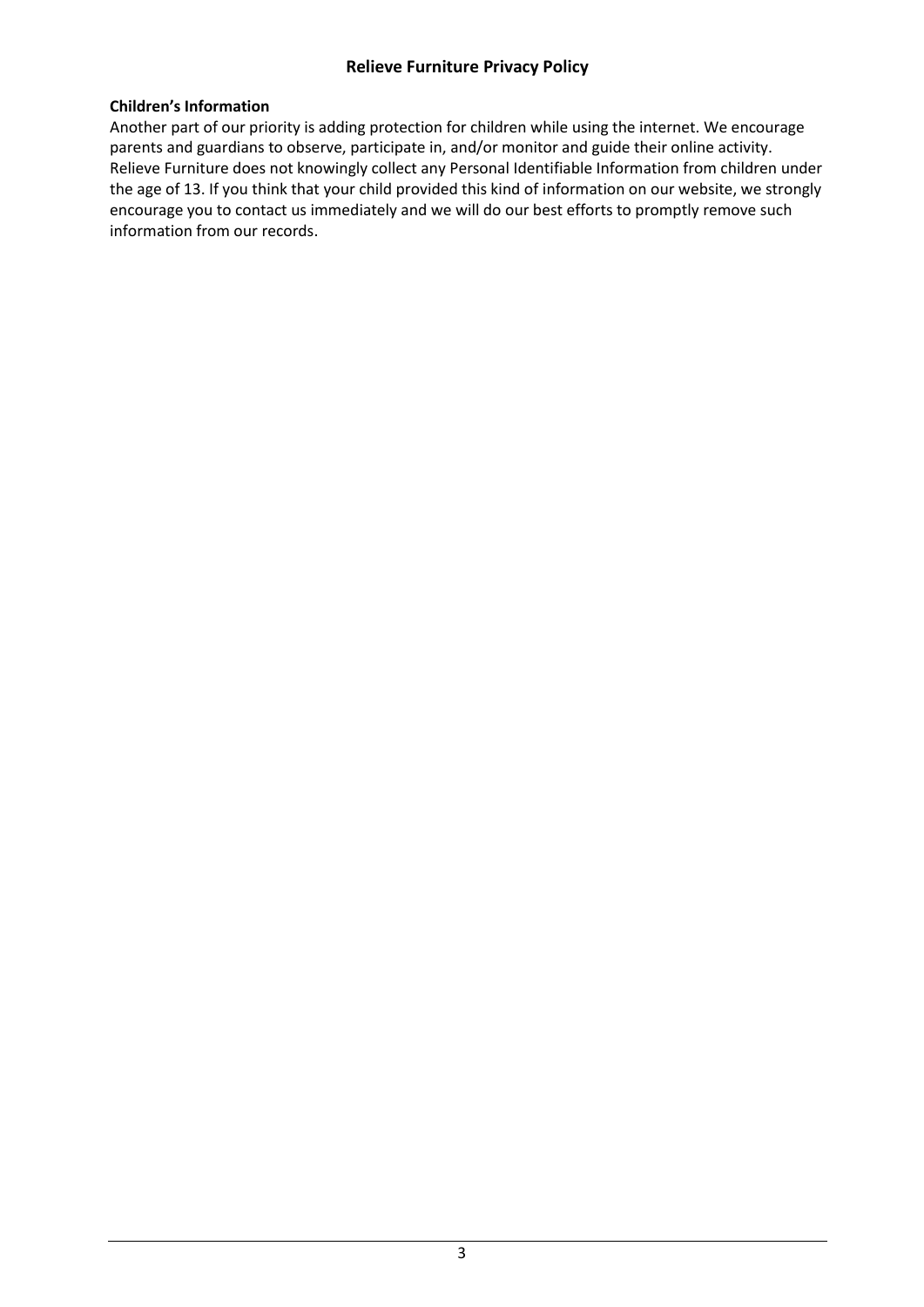### Children's Information

Another part of our priority is adding protection for children while using the internet. We encourage parents and guardians to observe, participate in, and/or monitor and guide their online activity. Relieve Furniture does not knowingly collect any Personal Identifiable Information from children under the age of 13. If you think that your child provided this kind of information on our website, we strongly encourage you to contact us immediately and we will do our best efforts to promptly remove such information from our records.